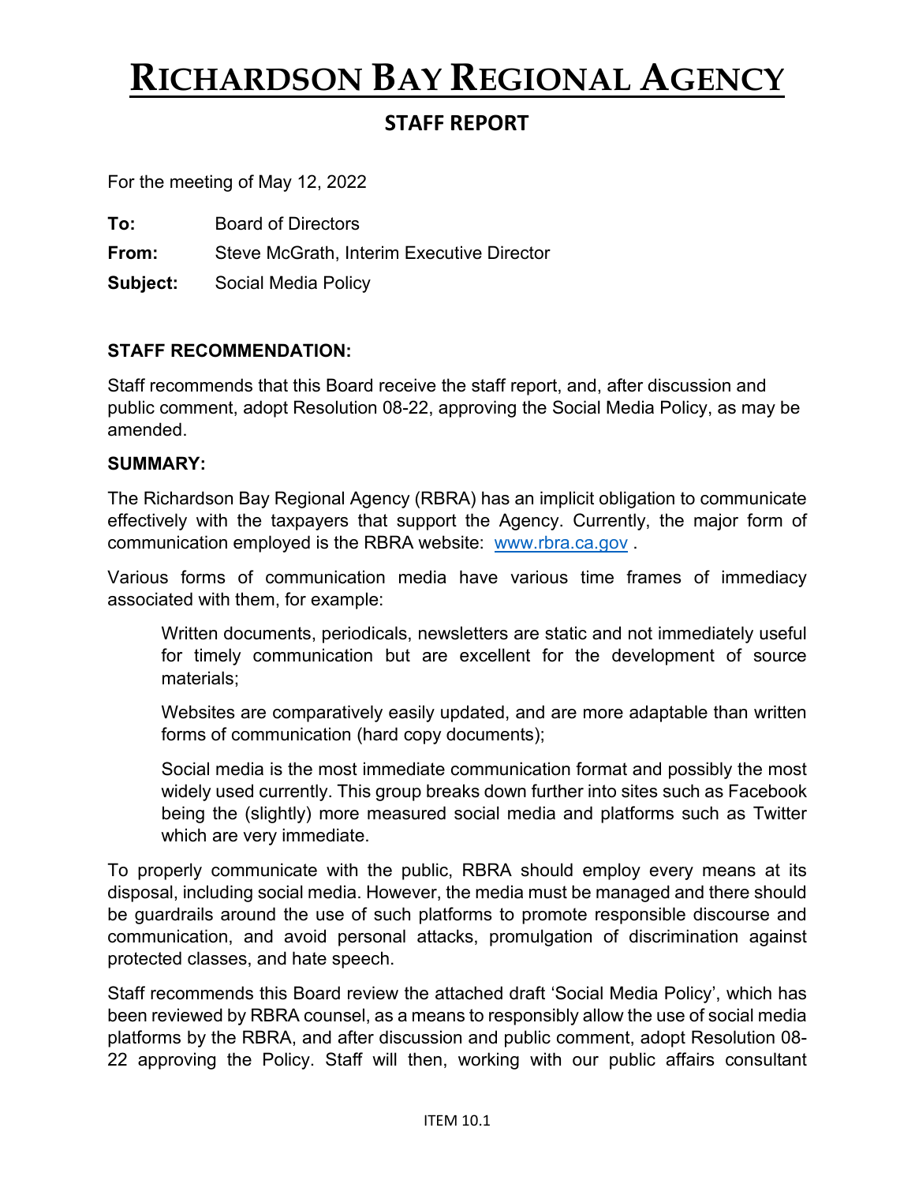# RICHARDSON BAY REGIONAL AGENCY

## STAFF REPORT

For the meeting of May 12, 2022

**To:** Board of Directors

**From:** Steve McGrath, Interim Executive Director

**Subject:** Social Media Policy

**STAFF RECOMMENDATION:**

Staff recommends that this Board receive the staff report, and, after discussion and public comment, adopt Resolution 08-22, approving the Social Media Policy, as may be amended.

**SUMMARY:**

The Richardson Bay Regional Agency (RBRA) has an implicit obligation to communicate effectively with the taxpayers that support the Agency. Currently, the major form of communication employed is the RBRA website: [www.rbra.ca.gov](http://www.rbra.ca.gov) .

Various forms of communication media have various time frames of immediacy associated with them, for example:

> Written documents, periodicals, newsletters are static and not immediately useful for timely communication but are excellent for the development of source materials;
>
> Websites are comparatively easily updated, and are more adaptable than written forms of communication (hard copy documents);
>
> Social media is the most immediate communication format and possibly the most widely used currently. This group breaks down further into sites such as Facebook being the (slightly) more measured social media and platforms such as Twitter which are very immediate.

To properly communicate with the public, RBRA should employ every means at its disposal, including social media. However, the media must be managed and there should be guardrails around the use of such platforms to promote responsible discourse and communication, and avoid personal attacks, promulgation of discrimination against protected classes, and hate speech.

Staff recommends this Board review the attached draft 'Social Media Policy', which has been reviewed by RBRA counsel, as a means to responsibly allow the use of social media platforms by the RBRA, and after discussion and public comment, adopt Resolution 08-22 approving the Policy. Staff will then, working with our public affairs consultant

ITEM 10.1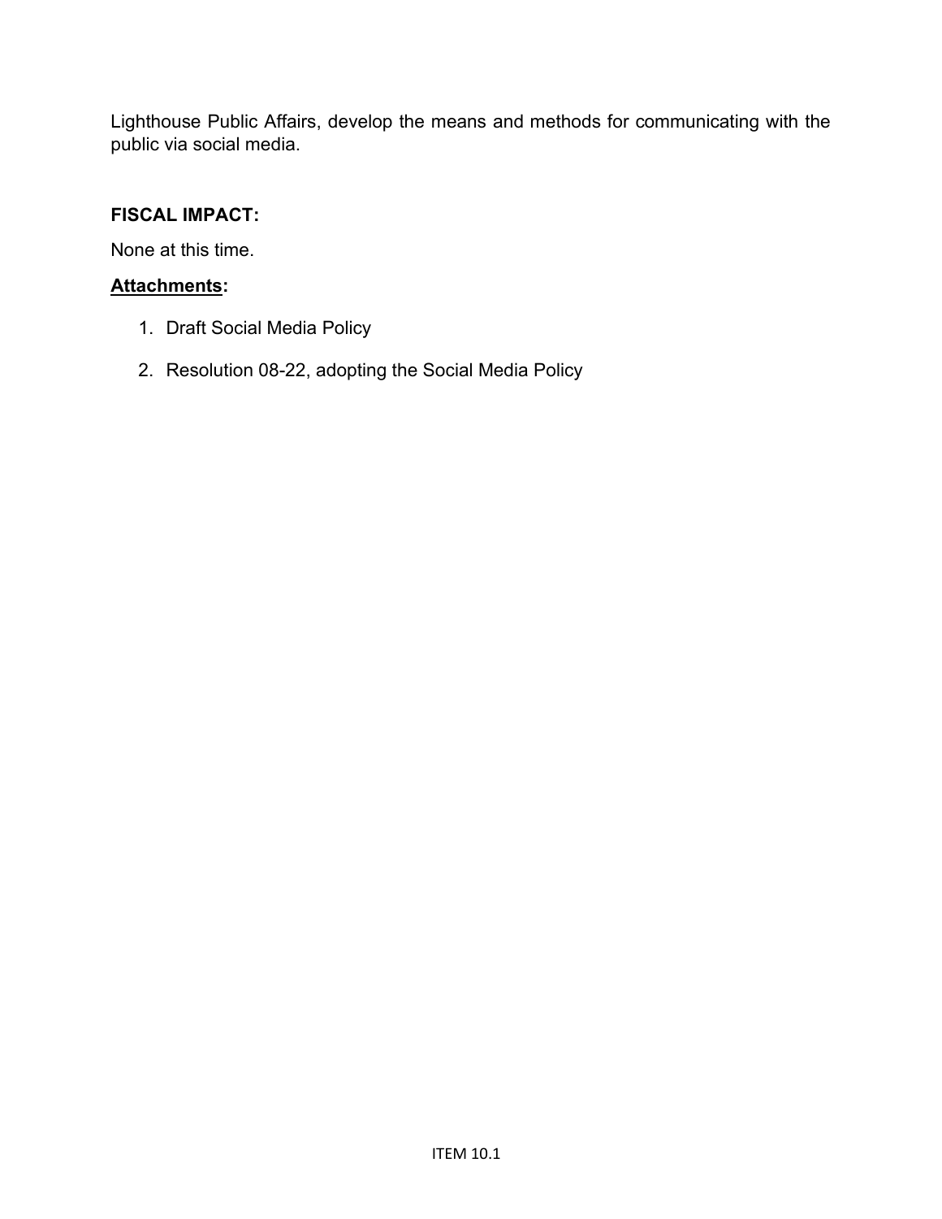Lighthouse Public Affairs, develop the means and methods for communicating with the public via social media.

**FISCAL IMPACT:**

None at this time.

**Attachments:**

1. Draft Social Media Policy
2. Resolution 08-22, adopting the Social Media Policy

ITEM 10.1